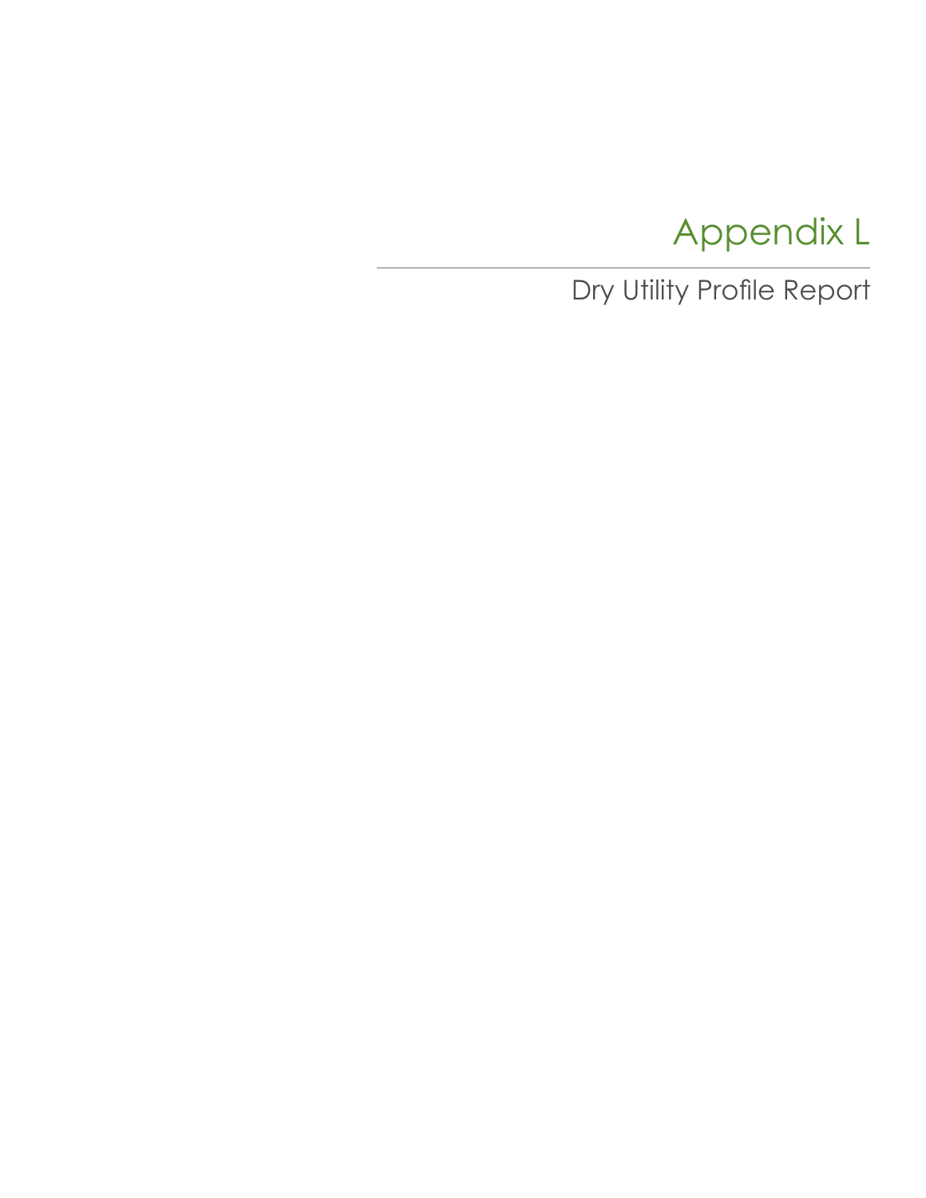# Appendix L

## Dry Utility Profile Report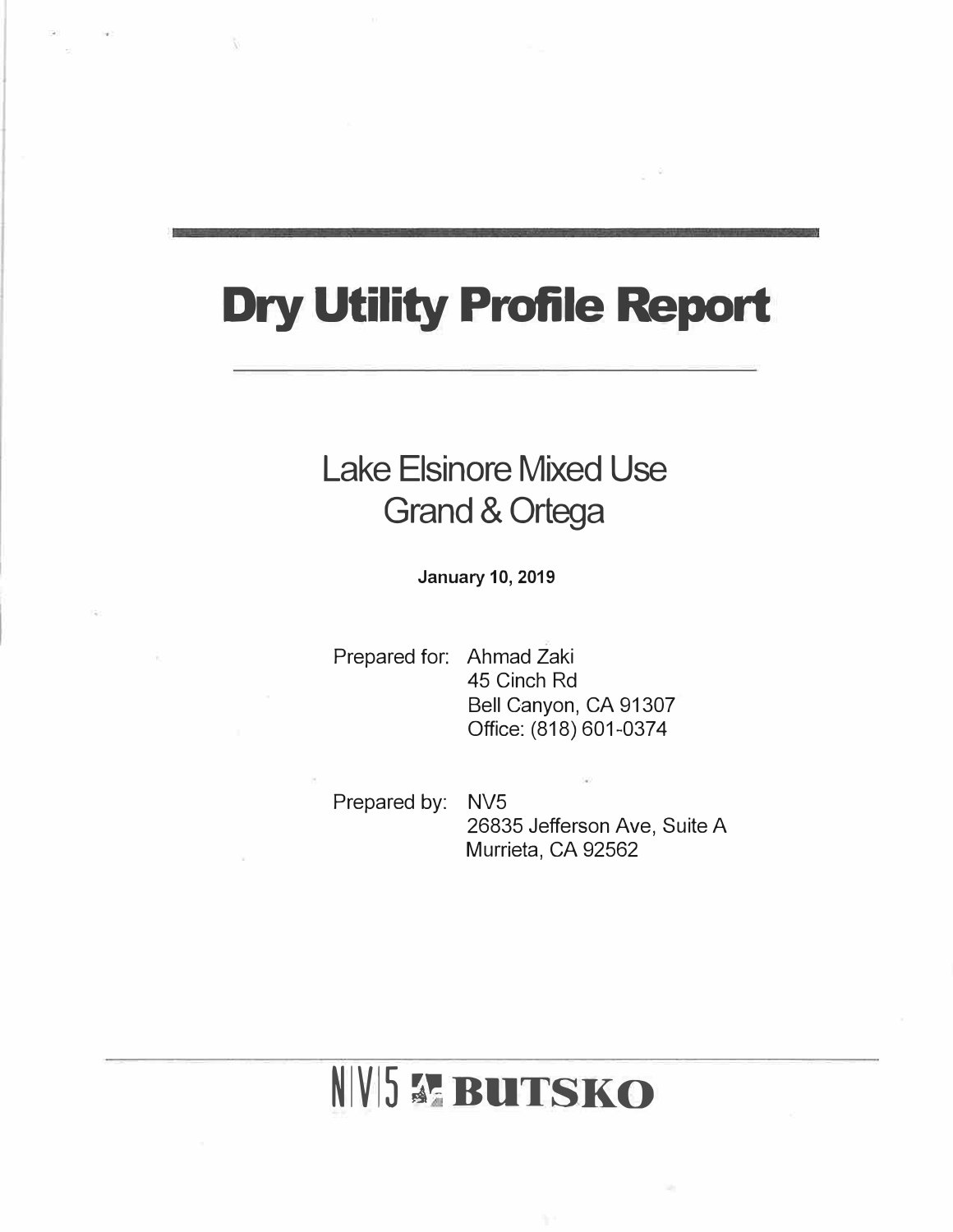# Dry Utility Profile Report

## Lake Elsinore Mixed Use
## Grand & Ortega

**January 10, 2019**

Prepared for: Ahmad Zaki
45 Cinch Rd
Bell Canyon, CA 91307
Office: (818) 601-0374

Prepared by: NV5
26835 Jefferson Ave, Suite A
Murrieta, CA 92562

NV5 BUTSKO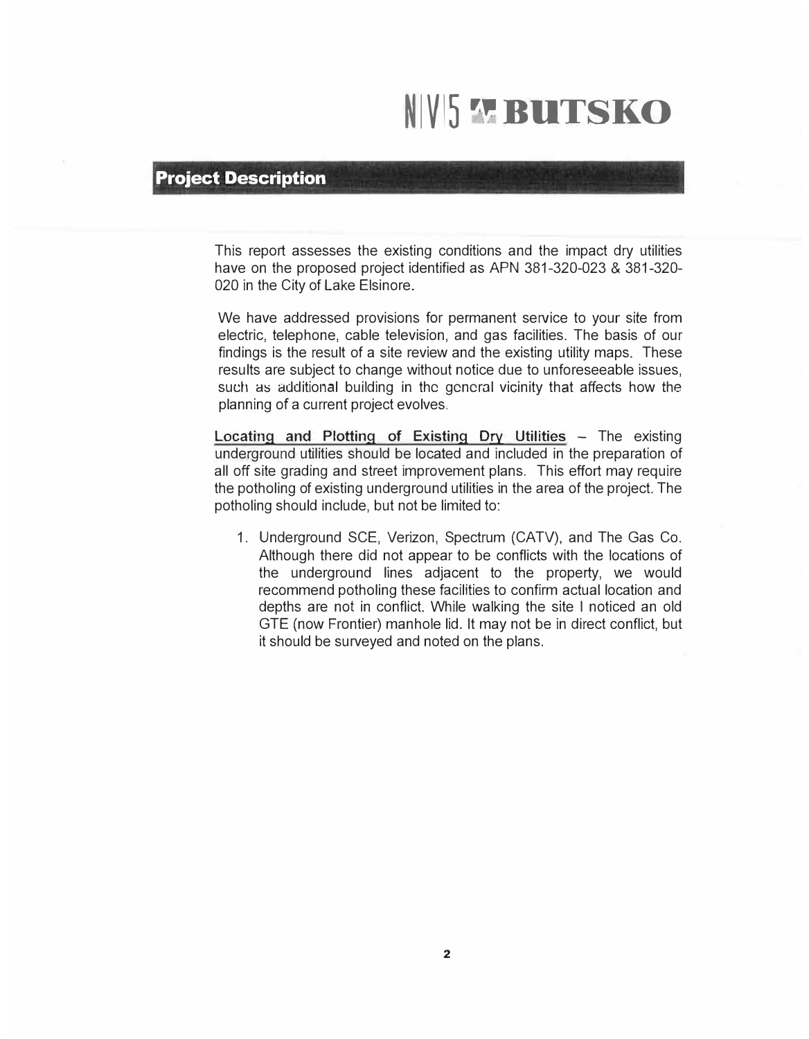## Project Description

This report assesses the existing conditions and the impact dry utilities have on the proposed project identified as APN 381-320-023 & 381-320-020 in the City of Lake Elsinore.

We have addressed provisions for permanent service to your site from electric, telephone, cable television, and gas facilities. The basis of our findings is the result of a site review and the existing utility maps. These results are subject to change without notice due to unforeseeable issues, such as additional building in the general vicinity that affects how the planning of a current project evolves.

**Locating and Plotting of Existing Dry Utilities** – The existing underground utilities should be located and included in the preparation of all off site grading and street improvement plans. This effort may require the potholing of existing underground utilities in the area of the project. The potholing should include, but not be limited to:

1. Underground SCE, Verizon, Spectrum (CATV), and The Gas Co. Although there did not appear to be conflicts with the locations of the underground lines adjacent to the property, we would recommend potholing these facilities to confirm actual location and depths are not in conflict. While walking the site I noticed an old GTE (now Frontier) manhole lid. It may not be in direct conflict, but it should be surveyed and noted on the plans.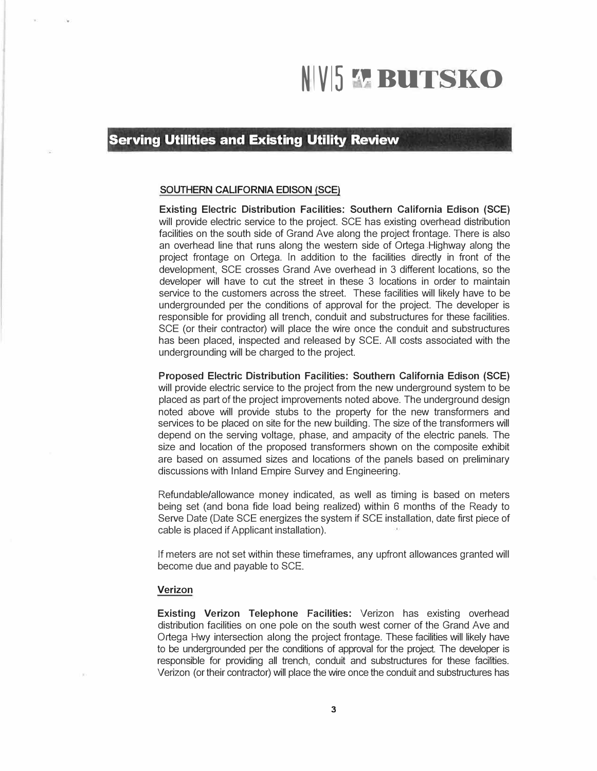## Serving Utilities and Existing Utility Review

**SOUTHERN CALIFORNIA EDISON (SCE)**

**Existing Electric Distribution Facilities: Southern California Edison (SCE)** will provide electric service to the project. SCE has existing overhead distribution facilities on the south side of Grand Ave along the project frontage. There is also an overhead line that runs along the western side of Ortega Highway along the project frontage on Ortega. In addition to the facilities directly in front of the development, SCE crosses Grand Ave overhead in 3 different locations, so the developer will have to cut the street in these 3 locations in order to maintain service to the customers across the street. These facilities will likely have to be undergrounded per the conditions of approval for the project. The developer is responsible for providing all trench, conduit and substructures for these facilities. SCE (or their contractor) will place the wire once the conduit and substructures has been placed, inspected and released by SCE. All costs associated with the undergrounding will be charged to the project.

**Proposed Electric Distribution Facilities: Southern California Edison (SCE)** will provide electric service to the project from the new underground system to be placed as part of the project improvements noted above. The underground design noted above will provide stubs to the property for the new transformers and services to be placed on site for the new building. The size of the transformers will depend on the serving voltage, phase, and ampacity of the electric panels. The size and location of the proposed transformers shown on the composite exhibit are based on assumed sizes and locations of the panels based on preliminary discussions with Inland Empire Survey and Engineering.

Refundable/allowance money indicated, as well as timing is based on meters being set (and bona fide load being realized) within 6 months of the Ready to Serve Date (Date SCE energizes the system if SCE installation, date first piece of cable is placed if Applicant installation).

If meters are not set within these timeframes, any upfront allowances granted will become due and payable to SCE.

**Verizon**

**Existing Verizon Telephone Facilities:** Verizon has existing overhead distribution facilities on one pole on the south west corner of the Grand Ave and Ortega Hwy intersection along the project frontage. These facilities will likely have to be undergrounded per the conditions of approval for the project. The developer is responsible for providing all trench, conduit and substructures for these facilities. Verizon (or their contractor) will place the wire once the conduit and substructures has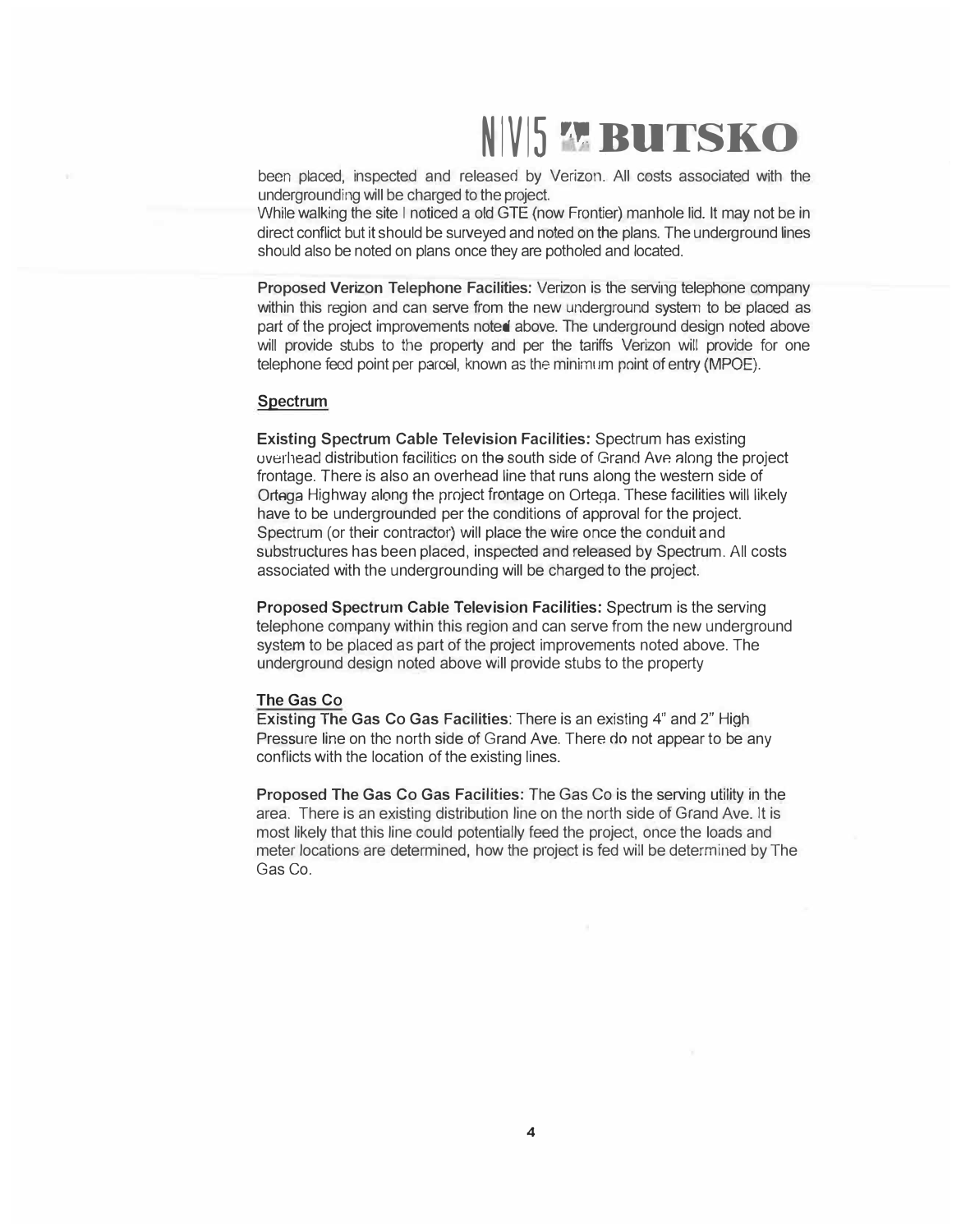been placed, inspected and released by Verizon. All costs associated with the undergrounding will be charged to the project.
While walking the site I noticed a old GTE (now Frontier) manhole lid. It may not be in direct conflict but it should be surveyed and noted on the plans. The underground lines should also be noted on plans once they are potholed and located.

**Proposed Verizon Telephone Facilities:** Verizon is the serving telephone company within this region and can serve from the new underground system to be placed as part of the project improvements noted above. The underground design noted above will provide stubs to the property and per the tariffs Verizon will provide for one telephone feed point per parcel, known as the minimum point of entry (MPOE).

**Spectrum**

**Existing Spectrum Cable Television Facilities:** Spectrum has existing overhead distribution facilities on the south side of Grand Ave along the project frontage. There is also an overhead line that runs along the western side of Ortega Highway along the project frontage on Ortega. These facilities will likely have to be undergrounded per the conditions of approval for the project. Spectrum (or their contractor) will place the wire once the conduit and substructures has been placed, inspected and released by Spectrum. All costs associated with the undergrounding will be charged to the project.

**Proposed Spectrum Cable Television Facilities:** Spectrum is the serving telephone company within this region and can serve from the new underground system to be placed as part of the project improvements noted above. The underground design noted above will provide stubs to the property

**The Gas Co**

**Existing The Gas Co Gas Facilities**: There is an existing 4" and 2" High Pressure line on the north side of Grand Ave. There do not appear to be any conflicts with the location of the existing lines.

**Proposed The Gas Co Gas Facilities:** The Gas Co is the serving utility in the area. There is an existing distribution line on the north side of Grand Ave. It is most likely that this line could potentially feed the project, once the loads and meter locations are determined, how the project is fed will be determined by The Gas Co.